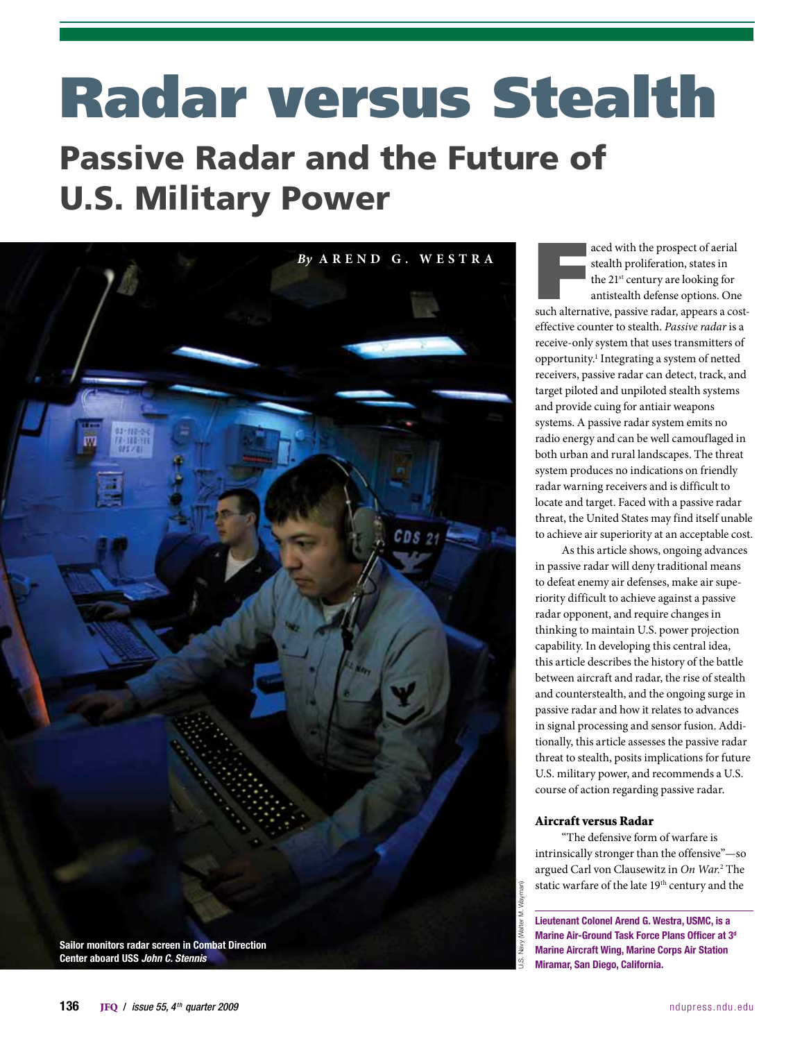# Radar versus Stealth

## Passive Radar and the Future of U.S. Military Power

*By* **AREND G. WESTRA**

Sailor monitors radar screen in Combat Direction Center aboard USS *John C. Stennis*

U.S. Navy (Walter M. Wayman)

Faced with the prospect of aerial stealth proliferation, states in the 21st century are looking for antistealth defense options. One such alternative, passive radar, appears a cost-effective counter to stealth. *Passive radar* is a receive-only system that uses transmitters of opportunity.[1] Integrating a system of netted receivers, passive radar can detect, track, and target piloted and unpiloted stealth systems and provide cuing for antiair weapons systems. A passive radar system emits no radio energy and can be well camouflaged in both urban and rural landscapes. The threat system produces no indications on friendly radar warning receivers and is difficult to locate and target. Faced with a passive radar threat, the United States may find itself unable to achieve air superiority at an acceptable cost.

As this article shows, ongoing advances in passive radar will deny traditional means to defeat enemy air defenses, make air superiority difficult to achieve against a passive radar opponent, and require changes in thinking to maintain U.S. power projection capability. In developing this central idea, this article describes the history of the battle between aircraft and radar, the rise of stealth and counterstealth, and the ongoing surge in passive radar and how it relates to advances in signal processing and sensor fusion. Additionally, this article assesses the passive radar threat to stealth, posits implications for future U.S. military power, and recommends a U.S. course of action regarding passive radar.

### Aircraft versus Radar

"The defensive form of warfare is intrinsically stronger than the offensive"—so argued Carl von Clausewitz in *On War*.[2] The static warfare of the late 19th century and the

**Lieutenant Colonel Arend G. Westra, USMC, is a Marine Air-Ground Task Force Plans Officer at 3d Marine Aircraft Wing, Marine Corps Air Station Miramar, San Diego, California.**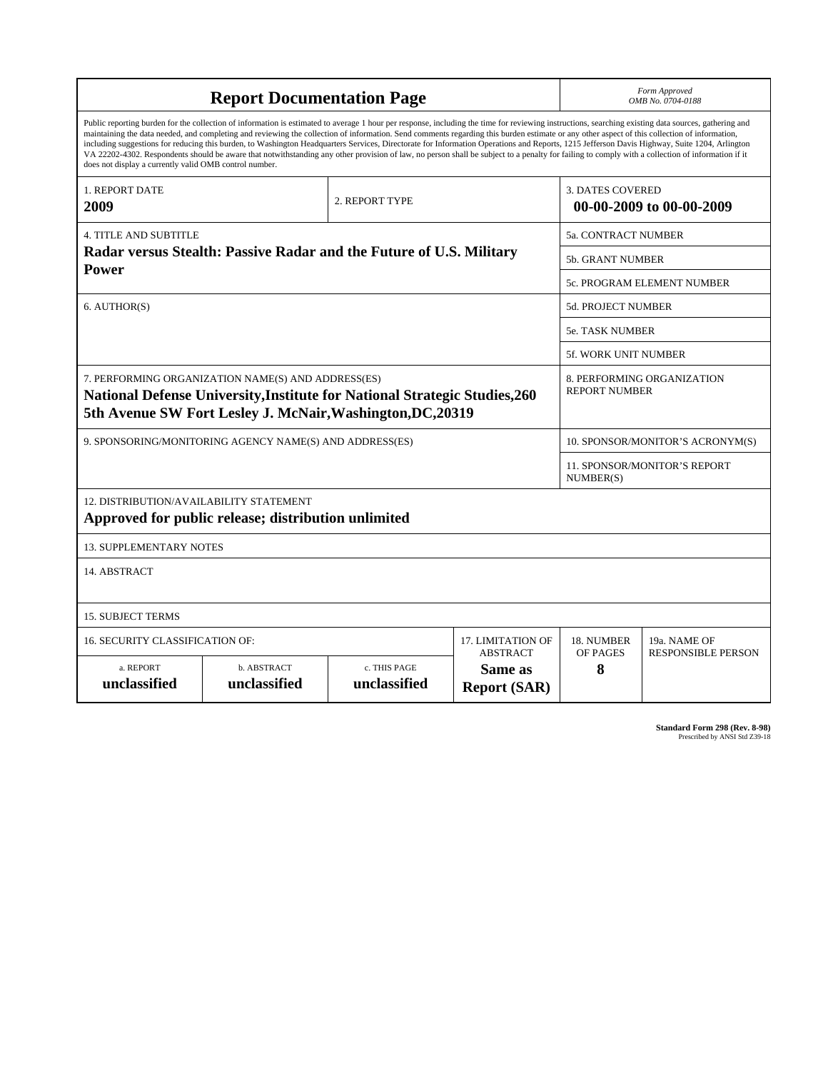# Report Documentation Page

*Form Approved*
*OMB No. 0704-0188*

Public reporting burden for the collection of information is estimated to average 1 hour per response, including the time for reviewing instructions, searching existing data sources, gathering and maintaining the data needed, and completing and reviewing the collection of information. Send comments regarding this burden estimate or any other aspect of this collection of information, including suggestions for reducing this burden, to Washington Headquarters Services, Directorate for Information Operations and Reports, 1215 Jefferson Davis Highway, Suite 1204, Arlington VA 22202-4302. Respondents should be aware that notwithstanding any other provision of law, no person shall be subject to a penalty for failing to comply with a collection of information if it does not display a currently valid OMB control number.

| | | |
|---|---|---|
| 1. REPORT DATE<br>**2009** | 2. REPORT TYPE | 3. DATES COVERED<br>**00-00-2009 to 00-00-2009** |

| | |
|---|---|
| 4. TITLE AND SUBTITLE<br>**Radar versus Stealth: Passive Radar and the Future of U.S. Military Power** | 5a. CONTRACT NUMBER |
| | 5b. GRANT NUMBER |
| | 5c. PROGRAM ELEMENT NUMBER |
| 6. AUTHOR(S) | 5d. PROJECT NUMBER |
| | 5e. TASK NUMBER |
| | 5f. WORK UNIT NUMBER |
| 7. PERFORMING ORGANIZATION NAME(S) AND ADDRESS(ES)<br>**National Defense University,Institute for National Strategic Studies,260 5th Avenue SW Fort Lesley J. McNair,Washington,DC,20319** | 8. PERFORMING ORGANIZATION REPORT NUMBER |
| 9. SPONSORING/MONITORING AGENCY NAME(S) AND ADDRESS(ES) | 10. SPONSOR/MONITOR'S ACRONYM(S) |
| | 11. SPONSOR/MONITOR'S REPORT NUMBER(S) |

12. DISTRIBUTION/AVAILABILITY STATEMENT
**Approved for public release; distribution unlimited**

13. SUPPLEMENTARY NOTES

14. ABSTRACT

15. SUBJECT TERMS

| 16. SECURITY CLASSIFICATION OF: | | | 17. LIMITATION OF ABSTRACT | 18. NUMBER OF PAGES | 19a. NAME OF RESPONSIBLE PERSON |
|---|---|---|---|---|---|
| a. REPORT | b. ABSTRACT | c. THIS PAGE | | | |
| **unclassified** | **unclassified** | **unclassified** | **Same as Report (SAR)** | **8** | |

**Standard Form 298 (Rev. 8-98)**
Prescribed by ANSI Std Z39-18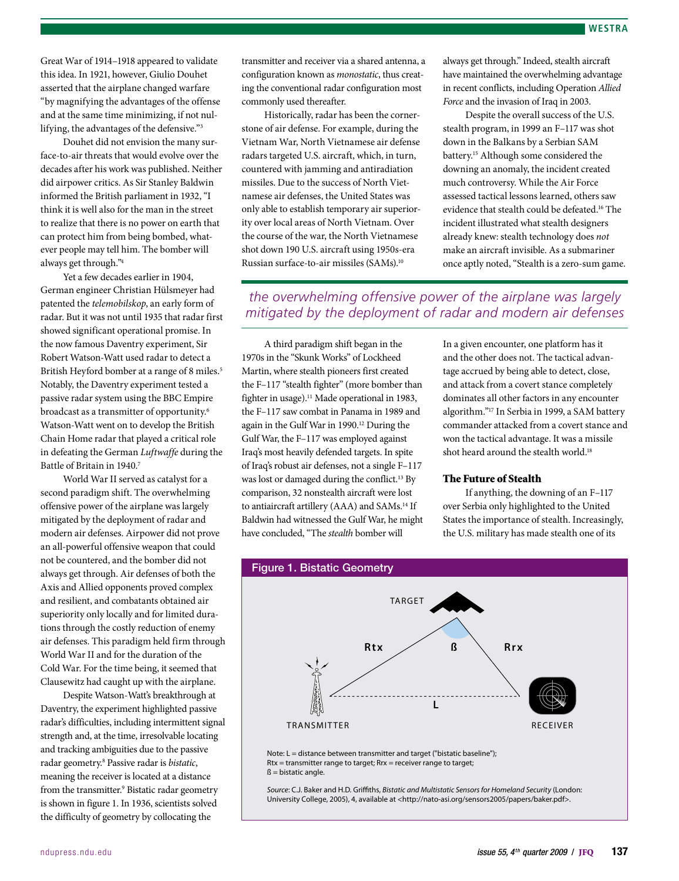Great War of 1914–1918 appeared to validate this idea. In 1921, however, Giulio Douhet asserted that the airplane changed warfare "by magnifying the advantages of the offense and at the same time minimizing, if not nullifying, the advantages of the defensive."[3]

Douhet did not envision the many surface-to-air threats that would evolve over the decades after his work was published. Neither did airpower critics. As Sir Stanley Baldwin informed the British parliament in 1932, "I think it is well also for the man in the street to realize that there is no power on earth that can protect him from being bombed, whatever people may tell him. The bomber will always get through."[4]

Yet a few decades earlier in 1904, German engineer Christian Hülsmeyer had patented the *telemobilskop*, an early form of radar. But it was not until 1935 that radar first showed significant operational promise. In the now famous Daventry experiment, Sir Robert Watson-Watt used radar to detect a British Heyford bomber at a range of 8 miles.[5] Notably, the Daventry experiment tested a passive radar system using the BBC Empire broadcast as a transmitter of opportunity.[6] Watson-Watt went on to develop the British Chain Home radar that played a critical role in defeating the German *Luftwaffe* during the Battle of Britain in 1940.[7]

World War II served as catalyst for a second paradigm shift. The overwhelming offensive power of the airplane was largely mitigated by the deployment of radar and modern air defenses. Airpower did not prove an all-powerful offensive weapon that could not be countered, and the bomber did not always get through. Air defenses of both the Axis and Allied opponents proved complex and resilient, and combatants obtained air superiority only locally and for limited durations through the costly reduction of enemy air defenses. This paradigm held firm through World War II and for the duration of the Cold War. For the time being, it seemed that Clausewitz had caught up with the airplane.

Despite Watson-Watt's breakthrough at Daventry, the experiment highlighted passive radar's difficulties, including intermittent signal strength and, at the time, irresolvable locating and tracking ambiguities due to the passive radar geometry.[8] Passive radar is *bistatic*, meaning the receiver is located at a distance from the transmitter.[9] Bistatic radar geometry is shown in figure 1. In 1936, scientists solved the difficulty of geometry by collocating the transmitter and receiver via a shared antenna, a configuration known as *monostatic*, thus creating the conventional radar configuration most commonly used thereafter.

Historically, radar has been the cornerstone of air defense. For example, during the Vietnam War, North Vietnamese air defense radars targeted U.S. aircraft, which, in turn, countered with jamming and antiradiation missiles. Due to the success of North Vietnamese air defenses, the United States was only able to establish temporary air superiority over local areas of North Vietnam. Over the course of the war, the North Vietnamese shot down 190 U.S. aircraft using 1950s-era Russian surface-to-air missiles (SAMs).[10]

*the overwhelming offensive power of the airplane was largely mitigated by the deployment of radar and modern air defenses*

A third paradigm shift began in the 1970s in the "Skunk Works" of Lockheed Martin, where stealth pioneers first created the F–117 "stealth fighter" (more bomber than fighter in usage).[11] Made operational in 1983, the F–117 saw combat in Panama in 1989 and again in the Gulf War in 1990.[12] During the Gulf War, the F–117 was employed against Iraq's most heavily defended targets. In spite of Iraq's robust air defenses, not a single F–117 was lost or damaged during the conflict.[13] By comparison, 32 nonstealth aircraft were lost to antiaircraft artillery (AAA) and SAMs.[14] If Baldwin had witnessed the Gulf War, he might have concluded, "The *stealth* bomber will always get through." Indeed, stealth aircraft have maintained the overwhelming advantage in recent conflicts, including Operation *Allied Force* and the invasion of Iraq in 2003.

Despite the overall success of the U.S. stealth program, in 1999 an F–117 was shot down in the Balkans by a Serbian SAM battery.[15] Although some considered the downing an anomaly, the incident created much controversy. While the Air Force assessed tactical lessons learned, others saw evidence that stealth could be defeated.[16] The incident illustrated what stealth designers already knew: stealth technology does *not* make an aircraft invisible. As a submariner once aptly noted, "Stealth is a zero-sum game. In a given encounter, one platform has it and the other does not. The tactical advantage accrued by being able to detect, close, and attack from a covert stance completely dominates all other factors in any encounter algorithm."[17] In Serbia in 1999, a SAM battery commander attacked from a covert stance and won the tactical advantage. It was a missile shot heard around the stealth world.[18]

### The Future of Stealth

If anything, the downing of an F–117 over Serbia only highlighted to the United States the importance of stealth. Increasingly, the U.S. military has made stealth one of its

**Figure 1. Bistatic Geometry**

Note: L = distance between transmitter and target ("bistatic baseline"); Rtx = transmitter range to target; Rrx = receiver range to target; ß = bistatic angle.

*Source*: C.J. Baker and H.D. Griffiths, *Bistatic and Multistatic Sensors for Homeland Security* (London: University College, 2005), 4, available at <http://nato-asi.org/sensors2005/papers/baker.pdf>.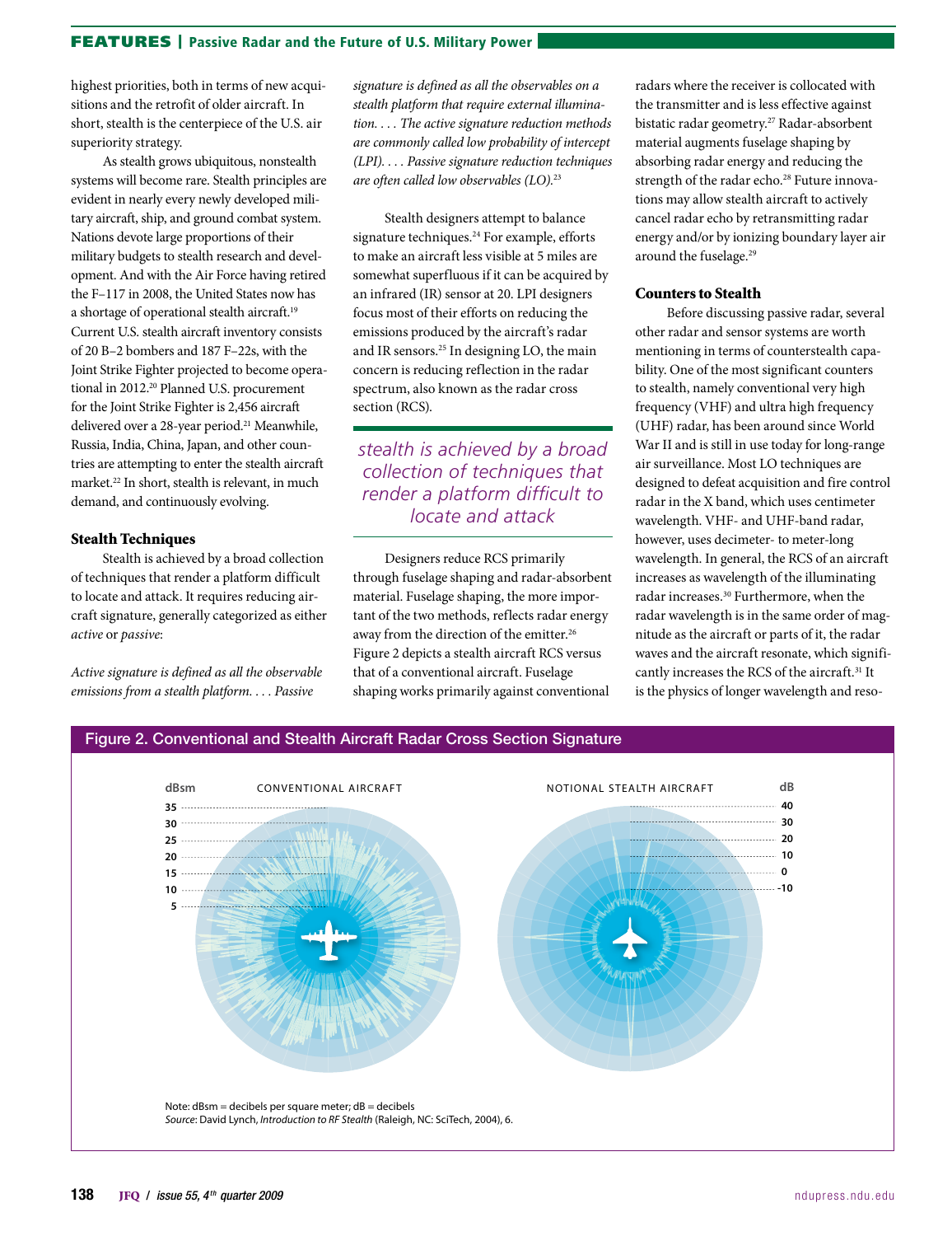highest priorities, both in terms of new acquisitions and the retrofit of older aircraft. In short, stealth is the centerpiece of the U.S. air superiority strategy.

As stealth grows ubiquitous, nonstealth systems will become rare. Stealth principles are evident in nearly every newly developed military aircraft, ship, and ground combat system. Nations devote large proportions of their military budgets to stealth research and development. And with the Air Force having retired the F–117 in 2008, the United States now has a shortage of operational stealth aircraft.[19] Current U.S. stealth aircraft inventory consists of 20 B–2 bombers and 187 F–22s, with the Joint Strike Fighter projected to become operational in 2012.[20] Planned U.S. procurement for the Joint Strike Fighter is 2,456 aircraft delivered over a 28-year period.[21] Meanwhile, Russia, India, China, Japan, and other countries are attempting to enter the stealth aircraft market.[22] In short, stealth is relevant, in much demand, and continuously evolving.

### Stealth Techniques

Stealth is achieved by a broad collection of techniques that render a platform difficult to locate and attack. It requires reducing aircraft signature, generally categorized as either *active* or *passive*:

*Active signature is defined as all the observable emissions from a stealth platform. . . . Passive signature is defined as all the observables on a stealth platform that require external illumination. . . . The active signature reduction methods are commonly called low probability of intercept (LPI). . . . Passive signature reduction techniques are often called low observables (LO).*[23]

Stealth designers attempt to balance signature techniques.[24] For example, efforts to make an aircraft less visible at 5 miles are somewhat superfluous if it can be acquired by an infrared (IR) sensor at 20. LPI designers focus most of their efforts on reducing the emissions produced by the aircraft's radar and IR sensors.[25] In designing LO, the main concern is reducing reflection in the radar spectrum, also known as the radar cross section (RCS).

> stealth is achieved by a broad collection of techniques that render a platform difficult to locate and attack

Designers reduce RCS primarily through fuselage shaping and radar-absorbent material. Fuselage shaping, the more important of the two methods, reflects radar energy away from the direction of the emitter.[26] Figure 2 depicts a stealth aircraft RCS versus that of a conventional aircraft. Fuselage shaping works primarily against conventional radars where the receiver is collocated with the transmitter and is less effective against bistatic radar geometry.[27] Radar-absorbent material augments fuselage shaping by absorbing radar energy and reducing the strength of the radar echo.[28] Future innovations may allow stealth aircraft to actively cancel radar echo by retransmitting radar energy and/or by ionizing boundary layer air around the fuselage.[29]

### Counters to Stealth

Before discussing passive radar, several other radar and sensor systems are worth mentioning in terms of counterstealth capability. One of the most significant counters to stealth, namely conventional very high frequency (VHF) and ultra high frequency (UHF) radar, has been around since World War II and is still in use today for long-range air surveillance. Most LO techniques are designed to defeat acquisition and fire control radar in the X band, which uses centimeter wavelength. VHF- and UHF-band radar, however, uses decimeter- to meter-long wavelength. In general, the RCS of an aircraft increases as wavelength of the illuminating radar increases.[30] Furthermore, when the radar wavelength is in the same order of magnitude as the aircraft or parts of it, the radar waves and the aircraft resonate, which significantly increases the RCS of the aircraft.[31] It is the physics of longer wavelength and reso-

**Figure 2. Conventional and Stealth Aircraft Radar Cross Section Signature**

Note: dBsm = decibels per square meter; dB = decibels

*Source*: David Lynch, *Introduction to RF Stealth* (Raleigh, NC: SciTech, 2004), 6.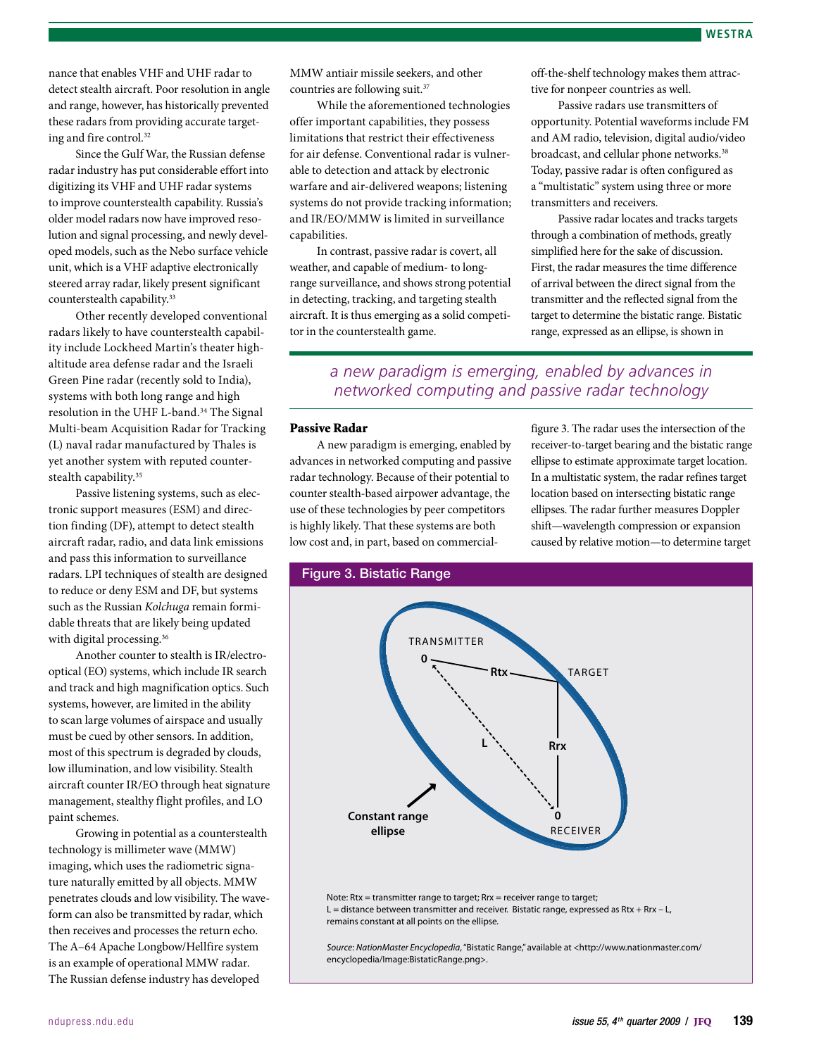nance that enables VHF and UHF radar to detect stealth aircraft. Poor resolution in angle and range, however, has historically prevented these radars from providing accurate targeting and fire control.[32]

Since the Gulf War, the Russian defense radar industry has put considerable effort into digitizing its VHF and UHF radar systems to improve counterstealth capability. Russia's older model radars now have improved resolution and signal processing, and newly developed models, such as the Nebo surface vehicle unit, which is a VHF adaptive electronically steered array radar, likely present significant counterstealth capability.[33]

Other recently developed conventional radars likely to have counterstealth capability include Lockheed Martin's theater high-altitude area defense radar and the Israeli Green Pine radar (recently sold to India), systems with both long range and high resolution in the UHF L-band.[34] The Signal Multi-beam Acquisition Radar for Tracking (L) naval radar manufactured by Thales is yet another system with reputed counterstealth capability.[35]

Passive listening systems, such as electronic support measures (ESM) and direction finding (DF), attempt to detect stealth aircraft radar, radio, and data link emissions and pass this information to surveillance radars. LPI techniques of stealth are designed to reduce or deny ESM and DF, but systems such as the Russian *Kolchuga* remain formidable threats that are likely being updated with digital processing.[36]

Another counter to stealth is IR/electro-optical (EO) systems, which include IR search and track and high magnification optics. Such systems, however, are limited in the ability to scan large volumes of airspace and usually must be cued by other sensors. In addition, most of this spectrum is degraded by clouds, low illumination, and low visibility. Stealth aircraft counter IR/EO through heat signature management, stealthy flight profiles, and LO paint schemes.

Growing in potential as a counterstealth technology is millimeter wave (MMW) imaging, which uses the radiometric signature naturally emitted by all objects. MMW penetrates clouds and low visibility. The waveform can also be transmitted by radar, which then receives and processes the return echo. The A–64 Apache Longbow/Hellfire system is an example of operational MMW radar. The Russian defense industry has developed MMW antiair missile seekers, and other countries are following suit.[37]

While the aforementioned technologies offer important capabilities, they possess limitations that restrict their effectiveness for air defense. Conventional radar is vulnerable to detection and attack by electronic warfare and air-delivered weapons; listening systems do not provide tracking information; and IR/EO/MMW is limited in surveillance capabilities.

In contrast, passive radar is covert, all weather, and capable of medium- to long-range surveillance, and shows strong potential in detecting, tracking, and targeting stealth aircraft. It is thus emerging as a solid competitor in the counterstealth game.

*a new paradigm is emerging, enabled by advances in networked computing and passive radar technology*

## Passive Radar

A new paradigm is emerging, enabled by advances in networked computing and passive radar technology. Because of their potential to counter stealth-based airpower advantage, the use of these technologies by peer competitors is highly likely. That these systems are both low cost and, in part, based on commercial-off-the-shelf technology makes them attractive for nonpeer countries as well.

Passive radars use transmitters of opportunity. Potential waveforms include FM and AM radio, television, digital audio/video broadcast, and cellular phone networks.[38] Today, passive radar is often configured as a "multistatic" system using three or more transmitters and receivers.

Passive radar locates and tracks targets through a combination of methods, greatly simplified here for the sake of discussion. First, the radar measures the time difference of arrival between the direct signal from the transmitter and the reflected signal from the target to determine the bistatic range. Bistatic range, expressed as an ellipse, is shown in figure 3. The radar uses the intersection of the receiver-to-target bearing and the bistatic range ellipse to estimate approximate target location. In a multistatic system, the radar refines target location based on intersecting bistatic range ellipses. The radar further measures Doppler shift—wavelength compression or expansion caused by relative motion—to determine target

**Figure 3. Bistatic Range**

Note: Rtx = transmitter range to target; Rrx = receiver range to target; L = distance between transmitter and receiver. Bistatic range, expressed as Rtx + Rrx – L, remains constant at all points on the ellipse.

*Source*: *NationMaster Encyclopedia*, "Bistatic Range," available at <http://www.nationmaster.com/encyclopedia/Image:BistaticRange.png>.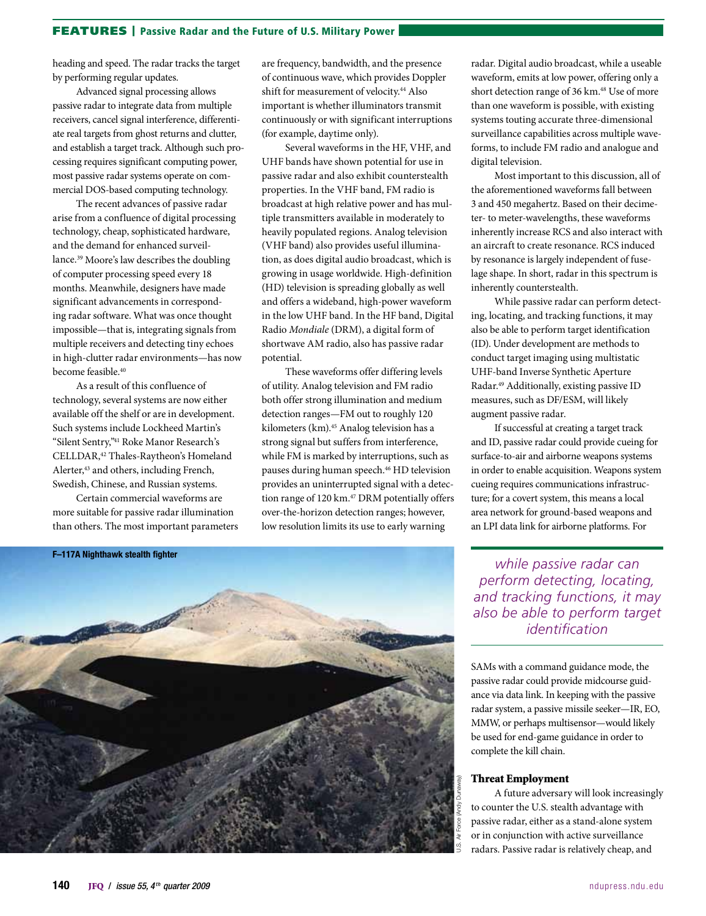heading and speed. The radar tracks the target by performing regular updates.

Advanced signal processing allows passive radar to integrate data from multiple receivers, cancel signal interference, differentiate real targets from ghost returns and clutter, and establish a target track. Although such processing requires significant computing power, most passive radar systems operate on commercial DOS-based computing technology.

The recent advances of passive radar arise from a confluence of digital processing technology, cheap, sophisticated hardware, and the demand for enhanced surveillance.[39] Moore's law describes the doubling of computer processing speed every 18 months. Meanwhile, designers have made significant advancements in corresponding radar software. What was once thought impossible—that is, integrating signals from multiple receivers and detecting tiny echoes in high-clutter radar environments—has now become feasible.[40]

As a result of this confluence of technology, several systems are now either available off the shelf or are in development. Such systems include Lockheed Martin's "Silent Sentry,"[41] Roke Manor Research's CELLDAR,[42] Thales-Raytheon's Homeland Alerter,[43] and others, including French, Swedish, Chinese, and Russian systems.

Certain commercial waveforms are more suitable for passive radar illumination than others. The most important parameters are frequency, bandwidth, and the presence of continuous wave, which provides Doppler shift for measurement of velocity.[44] Also important is whether illuminators transmit continuously or with significant interruptions (for example, daytime only).

Several waveforms in the HF, VHF, and UHF bands have shown potential for use in passive radar and also exhibit counterstealth properties. In the VHF band, FM radio is broadcast at high relative power and has multiple transmitters available in moderately to heavily populated regions. Analog television (VHF band) also provides useful illumination, as does digital audio broadcast, which is growing in usage worldwide. High-definition (HD) television is spreading globally as well and offers a wideband, high-power waveform in the low UHF band. In the HF band, Digital Radio *Mondiale* (DRM), a digital form of shortwave AM radio, also has passive radar potential.

These waveforms offer differing levels of utility. Analog television and FM radio both offer strong illumination and medium detection ranges—FM out to roughly 120 kilometers (km).[45] Analog television has a strong signal but suffers from interference, while FM is marked by interruptions, such as pauses during human speech.[46] HD television provides an uninterrupted signal with a detection range of 120 km.[47] DRM potentially offers over-the-horizon detection ranges; however, low resolution limits its use to early warning radar. Digital audio broadcast, while a useable waveform, emits at low power, offering only a short detection range of 36 km.[48] Use of more than one waveform is possible, with existing systems touting accurate three-dimensional surveillance capabilities across multiple waveforms, to include FM radio and analogue and digital television.

Most important to this discussion, all of the aforementioned waveforms fall between 3 and 450 megahertz. Based on their decimeter- to meter-wavelengths, these waveforms inherently increase RCS and also interact with an aircraft to create resonance. RCS induced by resonance is largely independent of fuselage shape. In short, radar in this spectrum is inherently counterstealth.

While passive radar can perform detecting, locating, and tracking functions, it may also be able to perform target identification (ID). Under development are methods to conduct target imaging using multistatic UHF-band Inverse Synthetic Aperture Radar.[49] Additionally, existing passive ID measures, such as DF/ESM, will likely augment passive radar.

If successful at creating a target track and ID, passive radar could provide cueing for surface-to-air and airborne weapons systems in order to enable acquisition. Weapons system cueing requires communications infrastructure; for a covert system, this means a local area network for ground-based weapons and an LPI data link for airborne platforms. For SAMs with a command guidance mode, the passive radar could provide midcourse guidance via data link. In keeping with the passive radar system, a passive missile seeker—IR, EO, MMW, or perhaps multisensor—would likely be used for end-game guidance in order to complete the kill chain.

*while passive radar can perform detecting, locating, and tracking functions, it may also be able to perform target identification*

**F–117A Nighthawk stealth fighter**

U.S. Air Force (Andy Dunaway)

### Threat Employment

A future adversary will look increasingly to counter the U.S. stealth advantage with passive radar, either as a stand-alone system or in conjunction with active surveillance radars. Passive radar is relatively cheap, and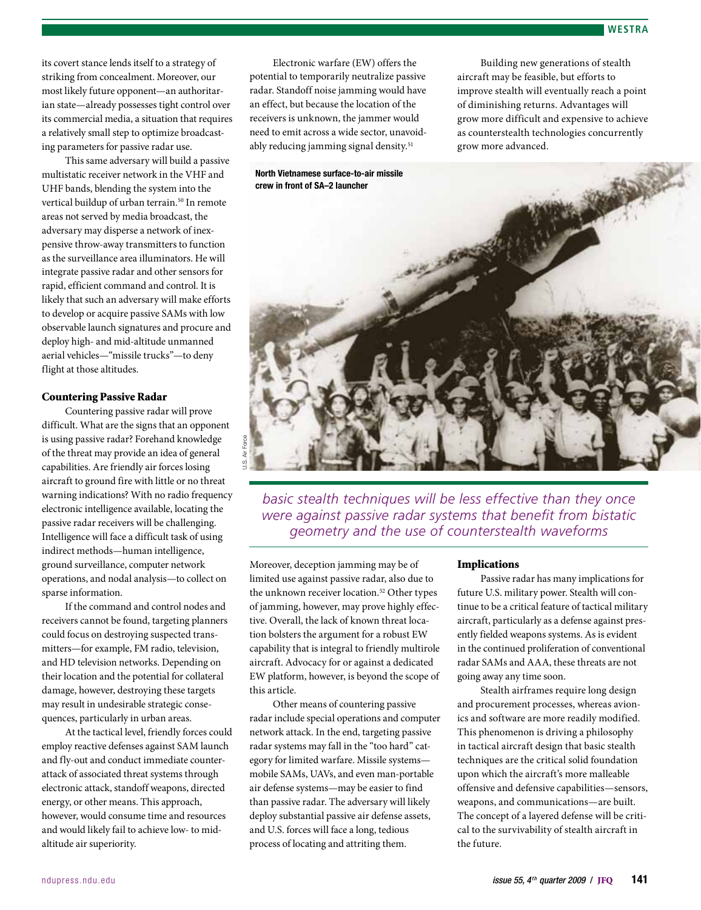its covert stance lends itself to a strategy of striking from concealment. Moreover, our most likely future opponent—an authoritarian state—already possesses tight control over its commercial media, a situation that requires a relatively small step to optimize broadcasting parameters for passive radar use.

This same adversary will build a passive multistatic receiver network in the VHF and UHF bands, blending the system into the vertical buildup of urban terrain.[50] In remote areas not served by media broadcast, the adversary may disperse a network of inexpensive throw-away transmitters to function as the surveillance area illuminators. He will integrate passive radar and other sensors for rapid, efficient command and control. It is likely that such an adversary will make efforts to develop or acquire passive SAMs with low observable launch signatures and procure and deploy high- and mid-altitude unmanned aerial vehicles—"missile trucks"—to deny flight at those altitudes.

## Countering Passive Radar

Countering passive radar will prove difficult. What are the signs that an opponent is using passive radar? Forehand knowledge of the threat may provide an idea of general capabilities. Are friendly air forces losing aircraft to ground fire with little or no threat warning indications? With no radio frequency electronic intelligence available, locating the passive radar receivers will be challenging. Intelligence will face a difficult task of using indirect methods—human intelligence, ground surveillance, computer network operations, and nodal analysis—to collect on sparse information.

If the command and control nodes and receivers cannot be found, targeting planners could focus on destroying suspected transmitters—for example, FM radio, television, and HD television networks. Depending on their location and the potential for collateral damage, however, destroying these targets may result in undesirable strategic consequences, particularly in urban areas.

At the tactical level, friendly forces could employ reactive defenses against SAM launch and fly-out and conduct immediate counterattack of associated threat systems through electronic attack, standoff weapons, directed energy, or other means. This approach, however, would consume time and resources and would likely fail to achieve low- to mid-altitude air superiority.

Electronic warfare (EW) offers the potential to temporarily neutralize passive radar. Standoff noise jamming would have an effect, but because the location of the receivers is unknown, the jammer would need to emit across a wide sector, unavoidably reducing jamming signal density.[51]

North Vietnamese surface-to-air missile crew in front of SA–2 launcher

U.S. Air Force

*basic stealth techniques will be less effective than they once were against passive radar systems that benefit from bistatic geometry and the use of counterstealth waveforms*

Moreover, deception jamming may be of limited use against passive radar, also due to the unknown receiver location.[52] Other types of jamming, however, may prove highly effective. Overall, the lack of known threat location bolsters the argument for a robust EW capability that is integral to friendly multirole aircraft. Advocacy for or against a dedicated EW platform, however, is beyond the scope of this article.

Other means of countering passive radar include special operations and computer network attack. In the end, targeting passive radar systems may fall in the "too hard" category for limited warfare. Missile systems—mobile SAMs, UAVs, and even man-portable air defense systems—may be easier to find than passive radar. The adversary will likely deploy substantial passive air defense assets, and U.S. forces will face a long, tedious process of locating and attriting them.

Building new generations of stealth aircraft may be feasible, but efforts to improve stealth will eventually reach a point of diminishing returns. Advantages will grow more difficult and expensive to achieve as counterstealth technologies concurrently grow more advanced.

## Implications

Passive radar has many implications for future U.S. military power. Stealth will continue to be a critical feature of tactical military aircraft, particularly as a defense against presently fielded weapons systems. As is evident in the continued proliferation of conventional radar SAMs and AAA, these threats are not going away any time soon.

Stealth airframes require long design and procurement processes, whereas avionics and software are more readily modified. This phenomenon is driving a philosophy in tactical aircraft design that basic stealth techniques are the critical solid foundation upon which the aircraft's more malleable offensive and defensive capabilities—sensors, weapons, and communications—are built. The concept of a layered defense will be critical to the survivability of stealth aircraft in the future.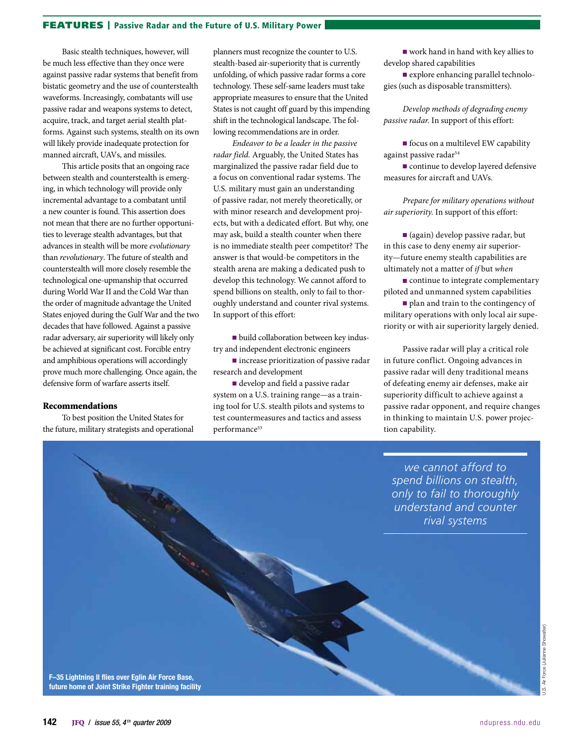Basic stealth techniques, however, will be much less effective than they once were against passive radar systems that benefit from bistatic geometry and the use of counterstealth waveforms. Increasingly, combatants will use passive radar and weapons systems to detect, acquire, track, and target aerial stealth platforms. Against such systems, stealth on its own will likely provide inadequate protection for manned aircraft, UAVs, and missiles.

This article posits that an ongoing race between stealth and counterstealth is emerging, in which technology will provide only incremental advantage to a combatant until a new counter is found. This assertion does not mean that there are no further opportunities to leverage stealth advantages, but that advances in stealth will be more *evolutionary* than *revolutionary*. The future of stealth and counterstealth will more closely resemble the technological one-upmanship that occurred during World War II and the Cold War than the order of magnitude advantage the United States enjoyed during the Gulf War and the two decades that have followed. Against a passive radar adversary, air superiority will likely only be achieved at significant cost. Forcible entry and amphibious operations will accordingly prove much more challenging. Once again, the defensive form of warfare asserts itself.

## Recommendations

To best position the United States for the future, military strategists and operational planners must recognize the counter to U.S. stealth-based air-superiority that is currently unfolding, of which passive radar forms a core technology. These self-same leaders must take appropriate measures to ensure that the United States is not caught off guard by this impending shift in the technological landscape. The following recommendations are in order.

*Endeavor to be a leader in the passive radar field.* Arguably, the United States has marginalized the passive radar field due to a focus on conventional radar systems. The U.S. military must gain an understanding of passive radar, not merely theoretically, or with minor research and development projects, but with a dedicated effort. But why, one may ask, build a stealth counter when there is no immediate stealth peer competitor? The answer is that would-be competitors in the stealth arena are making a dedicated push to develop this technology. We cannot afford to spend billions on stealth, only to fail to thoroughly understand and counter rival systems. In support of this effort:

- build collaboration between key industry and independent electronic engineers
- increase prioritization of passive radar research and development
- develop and field a passive radar system on a U.S. training range—as a training tool for U.S. stealth pilots and systems to test countermeasures and tactics and assess performance[53]
- work hand in hand with key allies to develop shared capabilities
- explore enhancing parallel technologies (such as disposable transmitters).

*Develop methods of degrading enemy passive radar.* In support of this effort:

- focus on a multilevel EW capability against passive radar[54]
- continue to develop layered defensive measures for aircraft and UAVs.

*Prepare for military operations without air superiority.* In support of this effort:

- (again) develop passive radar, but in this case to deny enemy air superiority—future enemy stealth capabilities are ultimately not a matter of *if* but *when*
- continue to integrate complementary piloted and unmanned system capabilities
- plan and train to the contingency of military operations with only local air superiority or with air superiority largely denied.

Passive radar will play a critical role in future conflict. Ongoing advances in passive radar will deny traditional means of defeating enemy air defenses, make air superiority difficult to achieve against a passive radar opponent, and require changes in thinking to maintain U.S. power projection capability.

*we cannot afford to spend billions on stealth, only to fail to thoroughly understand and counter rival systems*

**F–35 Lightning II flies over Eglin Air Force Base, future home of Joint Strike Fighter training facility**

U.S. Air Force (Julianne Showalter)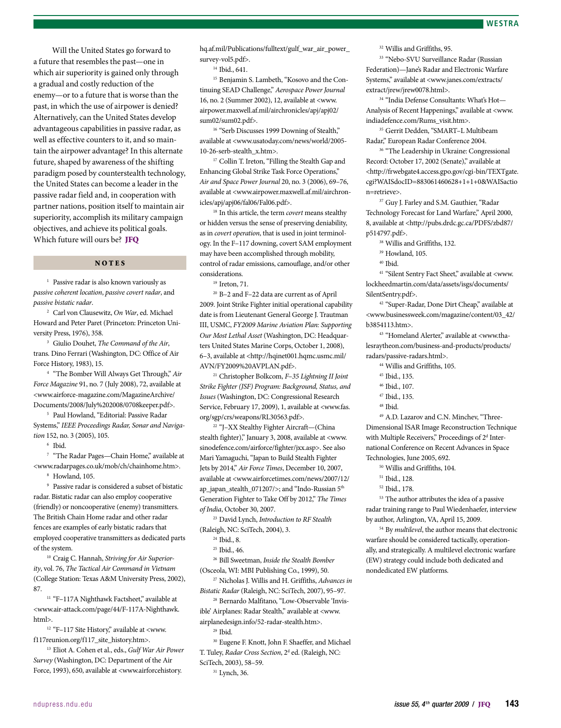Will the United States go forward to a future that resembles the past—one in which air superiority is gained only through a gradual and costly reduction of the enemy—or to a future that is worse than the past, in which the use of airpower is denied? Alternatively, can the United States develop advantageous capabilities in passive radar, as well as effective counters to it, and so maintain the airpower advantage? In this alternate future, shaped by awareness of the shifting paradigm posed by counterstealth technology, the United States can become a leader in the passive radar field and, in cooperation with partner nations, position itself to maintain air superiority, accomplish its military campaign objectives, and achieve its political goals. Which future will ours be? **JFQ**

## NOTES

[1] Passive radar is also known variously as *passive coherent location*, *passive covert radar*, and *passive bistatic radar*.

[2] Carl von Clausewitz, *On War*, ed. Michael Howard and Peter Paret (Princeton: Princeton University Press, 1976), 358.

[3] Giulio Douhet, *The Command of the Air*, trans. Dino Ferrari (Washington, DC: Office of Air Force History, 1983), 15.

[4] "The Bomber Will Always Get Through," *Air Force Magazine* 91, no. 7 (July 2008), 72, available at <www.airforce-magazine.com/MagazineArchive/Documents/2008/July%202008/0708keeper.pdf>.

[5] Paul Howland, "Editorial: Passive Radar Systems," *IEEE Proceedings Radar, Sonar and Navigation* 152, no. 3 (2005), 105.

[6] Ibid.

[7] "The Radar Pages—Chain Home," available at <www.radarpages.co.uk/mob/ch/chainhome.htm>.

[8] Howland, 105.

[9] Passive radar is considered a subset of bistatic radar. Bistatic radar can also employ cooperative (friendly) or noncooperative (enemy) transmitters. The British Chain Home radar and other radar fences are examples of early bistatic radars that employed cooperative transmitters as dedicated parts of the system.

[10] Craig C. Hannah, *Striving for Air Superiority*, vol. 76, *The Tactical Air Command in Vietnam* (College Station: Texas A&M University Press, 2002), 87.

[11] "F–117A Nighthawk Factsheet," available at <www.air-attack.com/page/44/F-117A-Nighthawk.html>.

[12] "F–117 Site History," available at <www.f117reunion.org/f117_site_history.htm>.

[13] Eliot A. Cohen et al., eds., *Gulf War Air Power Survey* (Washington, DC: Department of the Air Force, 1993), 650, available at <www.airforcehistory.hq.af.mil/Publications/fulltext/gulf_war_air_power_survey-vol5.pdf>.

[14] Ibid., 641.

[15] Benjamin S. Lambeth, "Kosovo and the Continuing SEAD Challenge," *Aerospace Power Journal* 16, no. 2 (Summer 2002), 12, available at <www.airpower.maxwell.af.mil/airchronicles/apj/apj02/sum02/sum02.pdf>.

[16] "Serb Discusses 1999 Downing of Stealth," available at <www.usatoday.com/news/world/2005-10-26-serb-stealth_x.htm>.

[17] Collin T. Ireton, "Filling the Stealth Gap and Enhancing Global Strike Task Force Operations," *Air and Space Power Journal* 20, no. 3 (2006), 69–76, available at <www.airpower.maxwell.af.mil/airchronicles/apj/apj06/fal06/Fal06.pdf>.

[18] In this article, the term *covert* means stealthy or hidden versus the sense of preserving deniability, as in *covert operation*, that is used in joint terminology. In the F–117 downing, covert SAM employment may have been accomplished through mobility, control of radar emissions, camouflage, and/or other considerations.

[19] Ireton, 71.

[20] B–2 and F–22 data are current as of April 2009. Joint Strike Fighter initial operational capability date is from Lieutenant General George J. Trautman III, USMC, *FY2009 Marine Aviation Plan: Supporting Our Most Lethal Asset* (Washington, DC: Headquarters United States Marine Corps, October 1, 2008), 6–3, available at <http://hqinet001.hqmc.usmc.mil/AVN/FY2009%20AVPLAN.pdf>.

[21] Christopher Bolkcom, *F–35 Lightning II Joint Strike Fighter (JSF) Program: Background, Status, and Issues* (Washington, DC: Congressional Research Service, February 17, 2009), 1, available at <www.fas.org/sgp/crs/weapons/RL30563.pdf>.

[22] "J–XX Stealthy Fighter Aircraft—(China stealth fighter)," January 3, 2008, available at <www.sinodefence.com/airforce/fighter/jxx.asp>. See also Mari Yamaguchi, "Japan to Build Stealth Fighter Jets by 2014," *Air Force Times*, December 10, 2007, available at <www.airforcetimes.com/news/2007/12/ap_japan_stealth_071207/>; and "Indo-Russian 5th Generation Fighter to Take Off by 2012," *The Times of India*, October 30, 2007.

[23] David Lynch, *Introduction to RF Stealth* (Raleigh, NC: SciTech, 2004), 3.

[24] Ibid., 8.

[25] Ibid., 46.

[26] Bill Sweetman, *Inside the Stealth Bomber* (Osceola, WI: MBI Publishing Co., 1999), 50.

[27] Nicholas J. Willis and H. Griffiths, *Advances in Bistatic Radar* (Raleigh, NC: SciTech, 2007), 95–97.

[28] Bernardo Malfitano, "Low-Observable 'Invisible' Airplanes: Radar Stealth," available at <www.airplanedesign.info/52-radar-stealth.htm>.

[29] Ibid.

[30] Eugene F. Knott, John F. Shaeffer, and Michael T. Tuley, *Radar Cross Section*, 2d ed. (Raleigh, NC: SciTech, 2003), 58–59.

[31] Lynch, 36.

[32] Willis and Griffiths, 95.

[33] "Nebo-SVU Surveillance Radar (Russian Federation)—Jane's Radar and Electronic Warfare Systems," available at <www.janes.com/extracts/extract/jrew/jrew0078.html>.

[34] "India Defense Consultants: What's Hot—Analysis of Recent Happenings," available at <www.indiadefence.com/Rums_visit.htm>.

[35] Gerrit Dedden, "SMART–L Multibeam Radar," European Radar Conference 2004.

[36] "The Leadership in Ukraine: Congressional Record: October 17, 2002 (Senate)," available at <http://frwebgate4.access.gpo.gov/cgi-bin/TEXTgate.cgi?WAISdocID=883061460628+1+1+0&WAISaction=retrieve>.

[37] Guy J. Farley and S.M. Gauthier, "Radar Technology Forecast for Land Warfare," April 2000, 8, available at <http://pubs.drdc.gc.ca/PDFS/zbd87/p514797.pdf>.

[38] Willis and Griffiths, 132.

[39] Howland, 105.

[40] Ibid.

[41] "Silent Sentry Fact Sheet," available at <www.lockheedmartin.com/data/assets/isgs/documents/SilentSentry.pdf>.

[42] "Super-Radar, Done Dirt Cheap," available at <www.businessweek.com/magazine/content/03_42/b3854113.htm>.

[43] "Homeland Alerter," available at <www.thalesraytheon.com/business-and-products/products/radars/passive-radars.html>.

[44] Willis and Griffiths, 105.

[45] Ibid., 135.

[46] Ibid., 107.

[47] Ibid., 135.

[48] Ibid.

[49] A.D. Lazarov and C.N. Minchev, "Three-Dimensional ISAR Image Reconstruction Technique with Multiple Receivers," Proceedings of 2d International Conference on Recent Advances in Space Technologies, June 2005, 692.

[50] Willis and Griffiths, 104.

[51] Ibid., 128.

[52] Ibid., 178.

[53] The author attributes the idea of a passive radar training range to Paul Wiedenhaefer, interview by author, Arlington, VA, April 15, 2009.

[54] By *multilevel*, the author means that electronic warfare should be considered tactically, operationally, and strategically. A multilevel electronic warfare (EW) strategy could include both dedicated and nondedicated EW platforms.